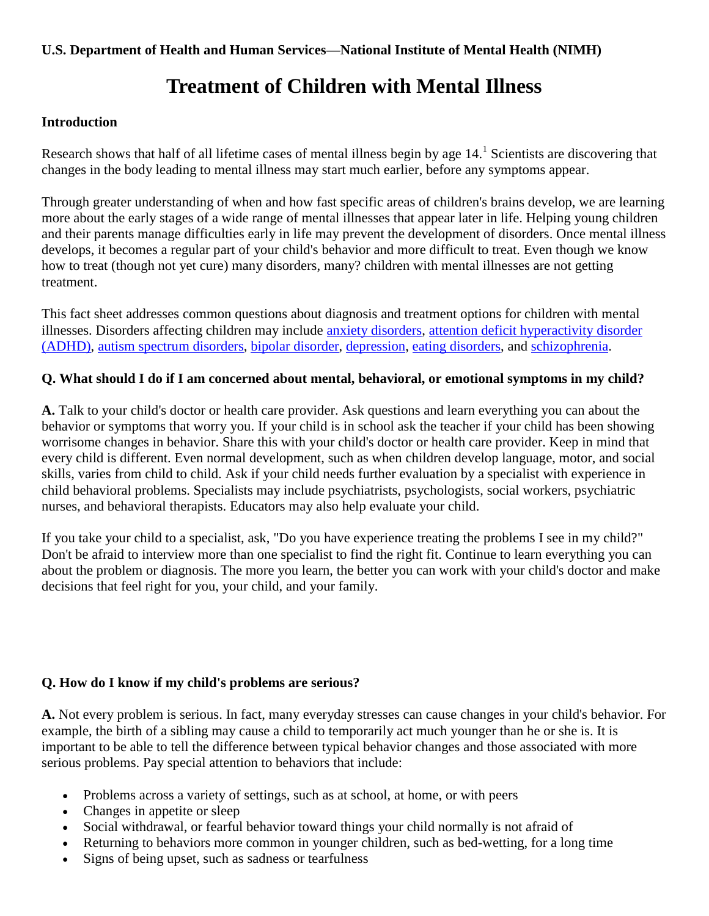**U.S. Department of Health and Human Services—National Institute of Mental Health (NIMH)**

# Treatment of Children with Mental Illness

### Introduction

Research shows that half of all lifetime cases of mental illness begin by age 14.[1] Scientists are discovering that changes in the body leading to mental illness may start much earlier, before any symptoms appear.

Through greater understanding of when and how fast specific areas of children's brains develop, we are learning more about the early stages of a wide range of mental illnesses that appear later in life. Helping young children and their parents manage difficulties early in life may prevent the development of disorders. Once mental illness develops, it becomes a regular part of your child's behavior and more difficult to treat. Even though we know how to treat (though not yet cure) many disorders, many? children with mental illnesses are not getting treatment.

This fact sheet addresses common questions about diagnosis and treatment options for children with mental illnesses. Disorders affecting children may include anxiety disorders, attention deficit hyperactivity disorder (ADHD), autism spectrum disorders, bipolar disorder, depression, eating disorders, and schizophrenia.

### Q. What should I do if I am concerned about mental, behavioral, or emotional symptoms in my child?

**A.** Talk to your child's doctor or health care provider. Ask questions and learn everything you can about the behavior or symptoms that worry you. If your child is in school ask the teacher if your child has been showing worrisome changes in behavior. Share this with your child's doctor or health care provider. Keep in mind that every child is different. Even normal development, such as when children develop language, motor, and social skills, varies from child to child. Ask if your child needs further evaluation by a specialist with experience in child behavioral problems. Specialists may include psychiatrists, psychologists, social workers, psychiatric nurses, and behavioral therapists. Educators may also help evaluate your child.

If you take your child to a specialist, ask, "Do you have experience treating the problems I see in my child?" Don't be afraid to interview more than one specialist to find the right fit. Continue to learn everything you can about the problem or diagnosis. The more you learn, the better you can work with your child's doctor and make decisions that feel right for you, your child, and your family.

### Q. How do I know if my child's problems are serious?

**A.** Not every problem is serious. In fact, many everyday stresses can cause changes in your child's behavior. For example, the birth of a sibling may cause a child to temporarily act much younger than he or she is. It is important to be able to tell the difference between typical behavior changes and those associated with more serious problems. Pay special attention to behaviors that include:

- Problems across a variety of settings, such as at school, at home, or with peers
- Changes in appetite or sleep
- Social withdrawal, or fearful behavior toward things your child normally is not afraid of
- Returning to behaviors more common in younger children, such as bed-wetting, for a long time
- Signs of being upset, such as sadness or tearfulness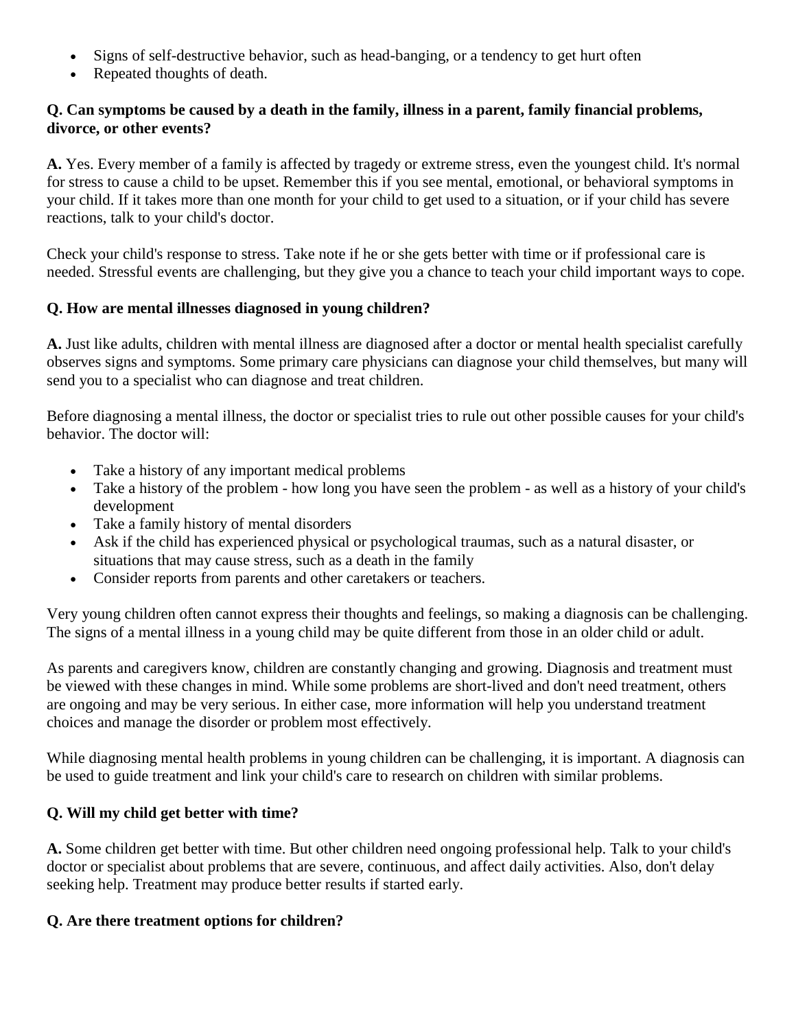- Signs of self-destructive behavior, such as head-banging, or a tendency to get hurt often
- Repeated thoughts of death.

**Q. Can symptoms be caused by a death in the family, illness in a parent, family financial problems, divorce, or other events?**

**A.** Yes. Every member of a family is affected by tragedy or extreme stress, even the youngest child. It's normal for stress to cause a child to be upset. Remember this if you see mental, emotional, or behavioral symptoms in your child. If it takes more than one month for your child to get used to a situation, or if your child has severe reactions, talk to your child's doctor.

Check your child's response to stress. Take note if he or she gets better with time or if professional care is needed. Stressful events are challenging, but they give you a chance to teach your child important ways to cope.

**Q. How are mental illnesses diagnosed in young children?**

**A.** Just like adults, children with mental illness are diagnosed after a doctor or mental health specialist carefully observes signs and symptoms. Some primary care physicians can diagnose your child themselves, but many will send you to a specialist who can diagnose and treat children.

Before diagnosing a mental illness, the doctor or specialist tries to rule out other possible causes for your child's behavior. The doctor will:

- Take a history of any important medical problems
- Take a history of the problem - how long you have seen the problem - as well as a history of your child's development
- Take a family history of mental disorders
- Ask if the child has experienced physical or psychological traumas, such as a natural disaster, or situations that may cause stress, such as a death in the family
- Consider reports from parents and other caretakers or teachers.

Very young children often cannot express their thoughts and feelings, so making a diagnosis can be challenging. The signs of a mental illness in a young child may be quite different from those in an older child or adult.

As parents and caregivers know, children are constantly changing and growing. Diagnosis and treatment must be viewed with these changes in mind. While some problems are short-lived and don't need treatment, others are ongoing and may be very serious. In either case, more information will help you understand treatment choices and manage the disorder or problem most effectively.

While diagnosing mental health problems in young children can be challenging, it is important. A diagnosis can be used to guide treatment and link your child's care to research on children with similar problems.

**Q. Will my child get better with time?**

**A.** Some children get better with time. But other children need ongoing professional help. Talk to your child's doctor or specialist about problems that are severe, continuous, and affect daily activities. Also, don't delay seeking help. Treatment may produce better results if started early.

**Q. Are there treatment options for children?**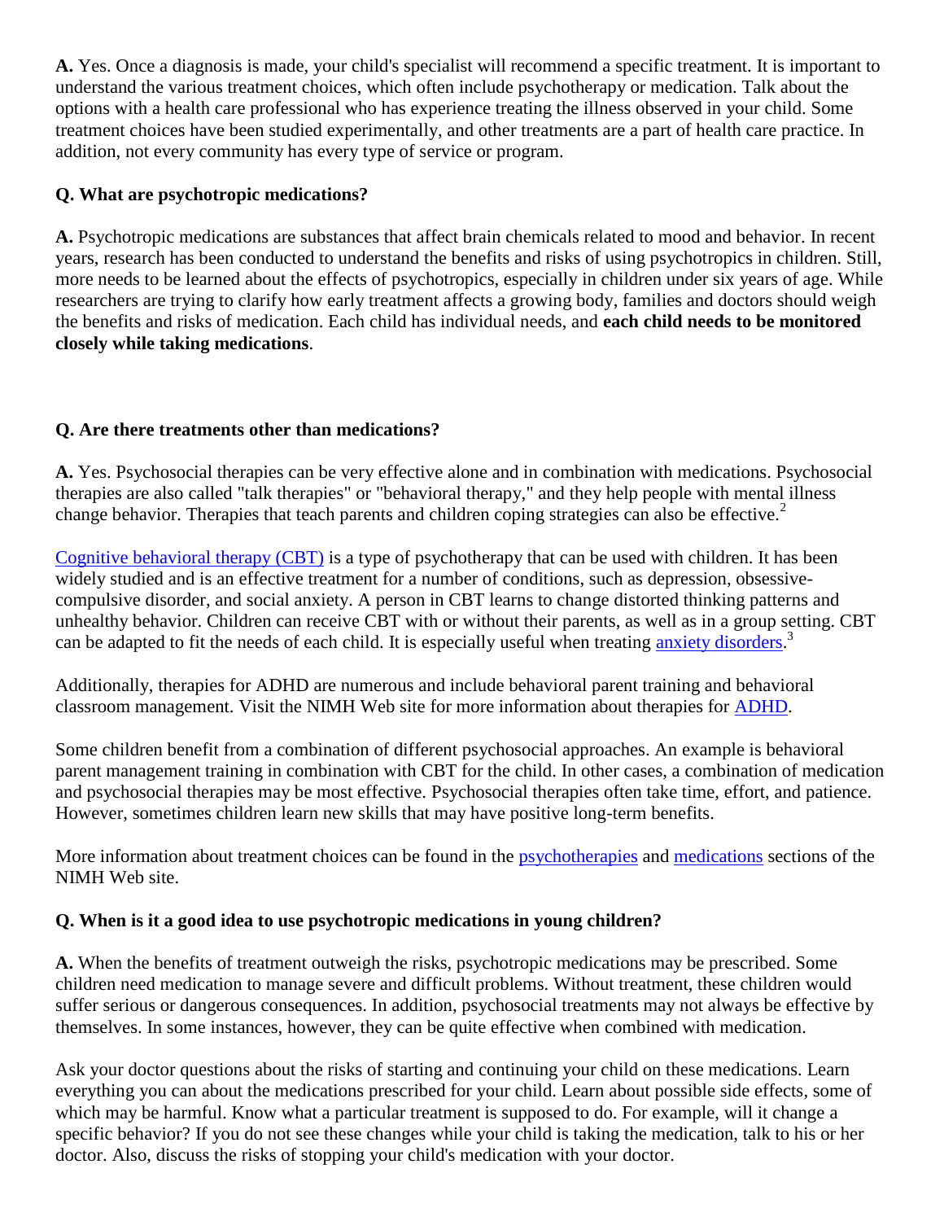**A.** Yes. Once a diagnosis is made, your child's specialist will recommend a specific treatment. It is important to understand the various treatment choices, which often include psychotherapy or medication. Talk about the options with a health care professional who has experience treating the illness observed in your child. Some treatment choices have been studied experimentally, and other treatments are a part of health care practice. In addition, not every community has every type of service or program.

**Q. What are psychotropic medications?**

**A.** Psychotropic medications are substances that affect brain chemicals related to mood and behavior. In recent years, research has been conducted to understand the benefits and risks of using psychotropics in children. Still, more needs to be learned about the effects of psychotropics, especially in children under six years of age. While researchers are trying to clarify how early treatment affects a growing body, families and doctors should weigh the benefits and risks of medication. Each child has individual needs, and **each child needs to be monitored closely while taking medications**.

**Q. Are there treatments other than medications?**

**A.** Yes. Psychosocial therapies can be very effective alone and in combination with medications. Psychosocial therapies are also called "talk therapies" or "behavioral therapy," and they help people with mental illness change behavior. Therapies that teach parents and children coping strategies can also be effective.[2]

Cognitive behavioral therapy (CBT) is a type of psychotherapy that can be used with children. It has been widely studied and is an effective treatment for a number of conditions, such as depression, obsessive-compulsive disorder, and social anxiety. A person in CBT learns to change distorted thinking patterns and unhealthy behavior. Children can receive CBT with or without their parents, as well as in a group setting. CBT can be adapted to fit the needs of each child. It is especially useful when treating anxiety disorders.[3]

Additionally, therapies for ADHD are numerous and include behavioral parent training and behavioral classroom management. Visit the NIMH Web site for more information about therapies for ADHD.

Some children benefit from a combination of different psychosocial approaches. An example is behavioral parent management training in combination with CBT for the child. In other cases, a combination of medication and psychosocial therapies may be most effective. Psychosocial therapies often take time, effort, and patience. However, sometimes children learn new skills that may have positive long-term benefits.

More information about treatment choices can be found in the psychotherapies and medications sections of the NIMH Web site.

**Q. When is it a good idea to use psychotropic medications in young children?**

**A.** When the benefits of treatment outweigh the risks, psychotropic medications may be prescribed. Some children need medication to manage severe and difficult problems. Without treatment, these children would suffer serious or dangerous consequences. In addition, psychosocial treatments may not always be effective by themselves. In some instances, however, they can be quite effective when combined with medication.

Ask your doctor questions about the risks of starting and continuing your child on these medications. Learn everything you can about the medications prescribed for your child. Learn about possible side effects, some of which may be harmful. Know what a particular treatment is supposed to do. For example, will it change a specific behavior? If you do not see these changes while your child is taking the medication, talk to his or her doctor. Also, discuss the risks of stopping your child's medication with your doctor.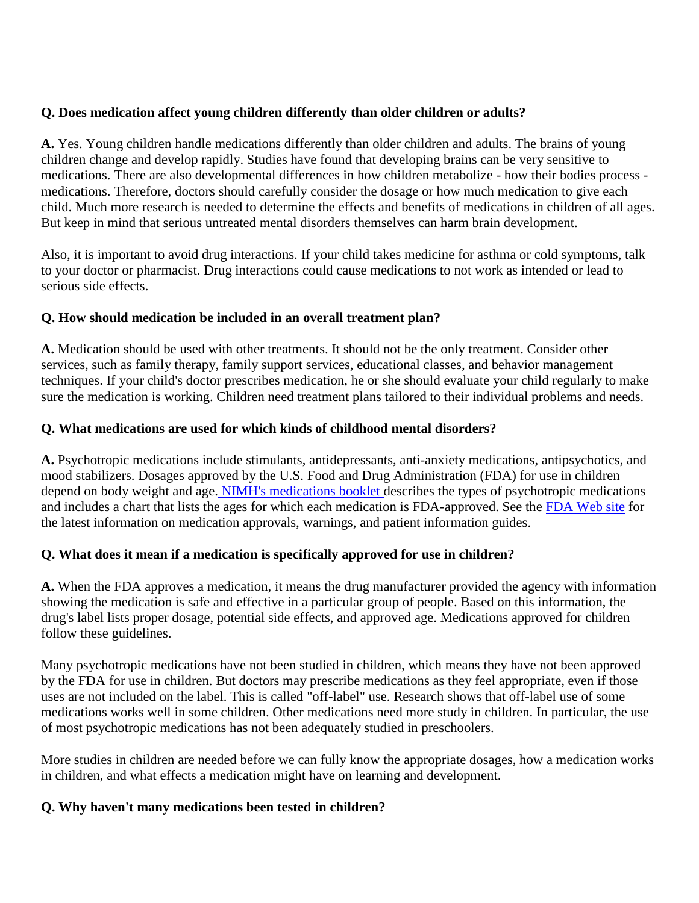**Q. Does medication affect young children differently than older children or adults?**

**A.** Yes. Young children handle medications differently than older children and adults. The brains of young children change and develop rapidly. Studies have found that developing brains can be very sensitive to medications. There are also developmental differences in how children metabolize - how their bodies process - medications. Therefore, doctors should carefully consider the dosage or how much medication to give each child. Much more research is needed to determine the effects and benefits of medications in children of all ages. But keep in mind that serious untreated mental disorders themselves can harm brain development.

Also, it is important to avoid drug interactions. If your child takes medicine for asthma or cold symptoms, talk to your doctor or pharmacist. Drug interactions could cause medications to not work as intended or lead to serious side effects.

**Q. How should medication be included in an overall treatment plan?**

**A.** Medication should be used with other treatments. It should not be the only treatment. Consider other services, such as family therapy, family support services, educational classes, and behavior management techniques. If your child's doctor prescribes medication, he or she should evaluate your child regularly to make sure the medication is working. Children need treatment plans tailored to their individual problems and needs.

**Q. What medications are used for which kinds of childhood mental disorders?**

**A.** Psychotropic medications include stimulants, antidepressants, anti-anxiety medications, antipsychotics, and mood stabilizers. Dosages approved by the U.S. Food and Drug Administration (FDA) for use in children depend on body weight and age. NIMH's medications booklet describes the types of psychotropic medications and includes a chart that lists the ages for which each medication is FDA-approved. See the FDA Web site for the latest information on medication approvals, warnings, and patient information guides.

**Q. What does it mean if a medication is specifically approved for use in children?**

**A.** When the FDA approves a medication, it means the drug manufacturer provided the agency with information showing the medication is safe and effective in a particular group of people. Based on this information, the drug's label lists proper dosage, potential side effects, and approved age. Medications approved for children follow these guidelines.

Many psychotropic medications have not been studied in children, which means they have not been approved by the FDA for use in children. But doctors may prescribe medications as they feel appropriate, even if those uses are not included on the label. This is called "off-label" use. Research shows that off-label use of some medications works well in some children. Other medications need more study in children. In particular, the use of most psychotropic medications has not been adequately studied in preschoolers.

More studies in children are needed before we can fully know the appropriate dosages, how a medication works in children, and what effects a medication might have on learning and development.

**Q. Why haven't many medications been tested in children?**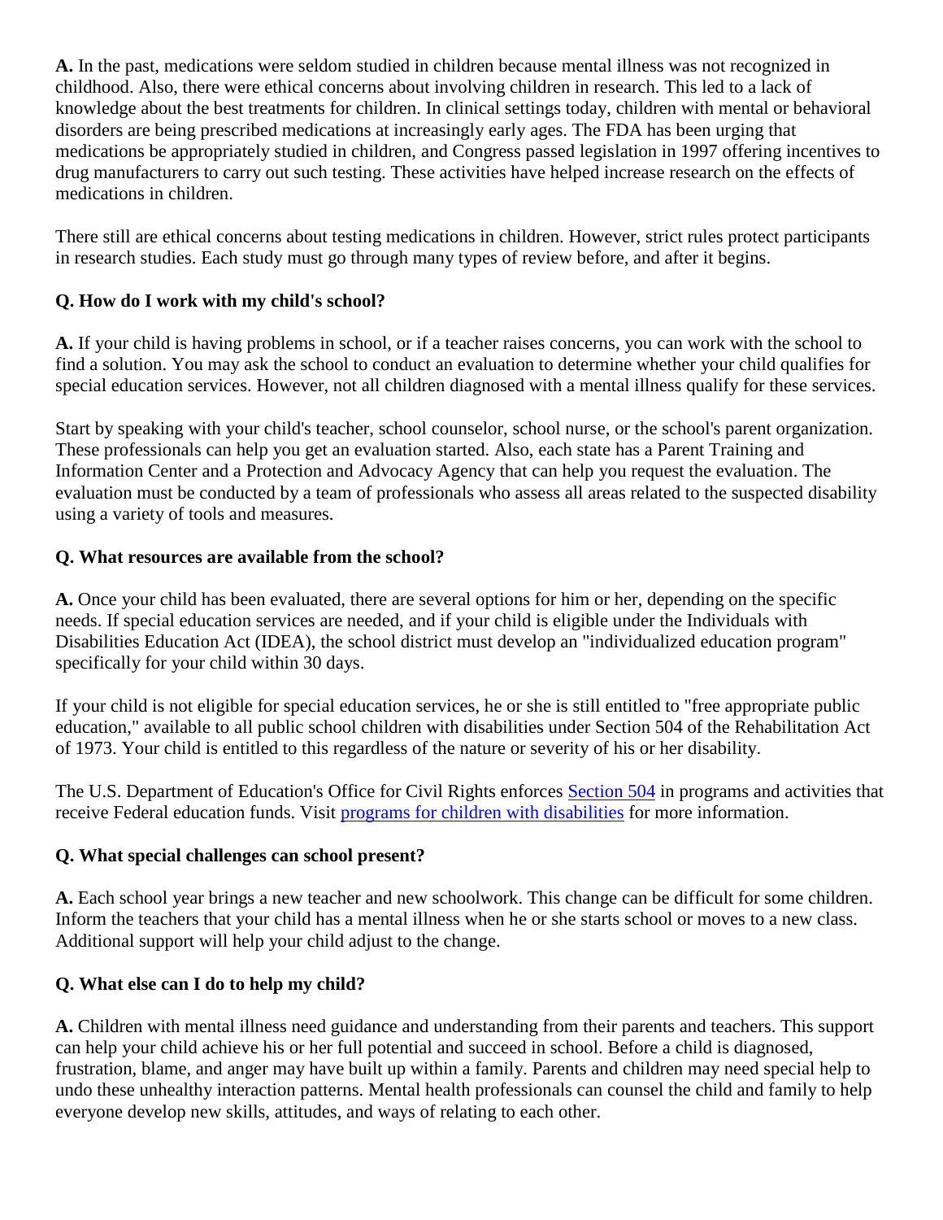**A.** In the past, medications were seldom studied in children because mental illness was not recognized in childhood. Also, there were ethical concerns about involving children in research. This led to a lack of knowledge about the best treatments for children. In clinical settings today, children with mental or behavioral disorders are being prescribed medications at increasingly early ages. The FDA has been urging that medications be appropriately studied in children, and Congress passed legislation in 1997 offering incentives to drug manufacturers to carry out such testing. These activities have helped increase research on the effects of medications in children.

There still are ethical concerns about testing medications in children. However, strict rules protect participants in research studies. Each study must go through many types of review before, and after it begins.

**Q. How do I work with my child's school?**

**A.** If your child is having problems in school, or if a teacher raises concerns, you can work with the school to find a solution. You may ask the school to conduct an evaluation to determine whether your child qualifies for special education services. However, not all children diagnosed with a mental illness qualify for these services.

Start by speaking with your child's teacher, school counselor, school nurse, or the school's parent organization. These professionals can help you get an evaluation started. Also, each state has a Parent Training and Information Center and a Protection and Advocacy Agency that can help you request the evaluation. The evaluation must be conducted by a team of professionals who assess all areas related to the suspected disability using a variety of tools and measures.

**Q. What resources are available from the school?**

**A.** Once your child has been evaluated, there are several options for him or her, depending on the specific needs. If special education services are needed, and if your child is eligible under the Individuals with Disabilities Education Act (IDEA), the school district must develop an "individualized education program" specifically for your child within 30 days.

If your child is not eligible for special education services, he or she is still entitled to "free appropriate public education," available to all public school children with disabilities under Section 504 of the Rehabilitation Act of 1973. Your child is entitled to this regardless of the nature or severity of his or her disability.

The U.S. Department of Education's Office for Civil Rights enforces Section 504 in programs and activities that receive Federal education funds. Visit programs for children with disabilities for more information.

**Q. What special challenges can school present?**

**A.** Each school year brings a new teacher and new schoolwork. This change can be difficult for some children. Inform the teachers that your child has a mental illness when he or she starts school or moves to a new class. Additional support will help your child adjust to the change.

**Q. What else can I do to help my child?**

**A.** Children with mental illness need guidance and understanding from their parents and teachers. This support can help your child achieve his or her full potential and succeed in school. Before a child is diagnosed, frustration, blame, and anger may have built up within a family. Parents and children may need special help to undo these unhealthy interaction patterns. Mental health professionals can counsel the child and family to help everyone develop new skills, attitudes, and ways of relating to each other.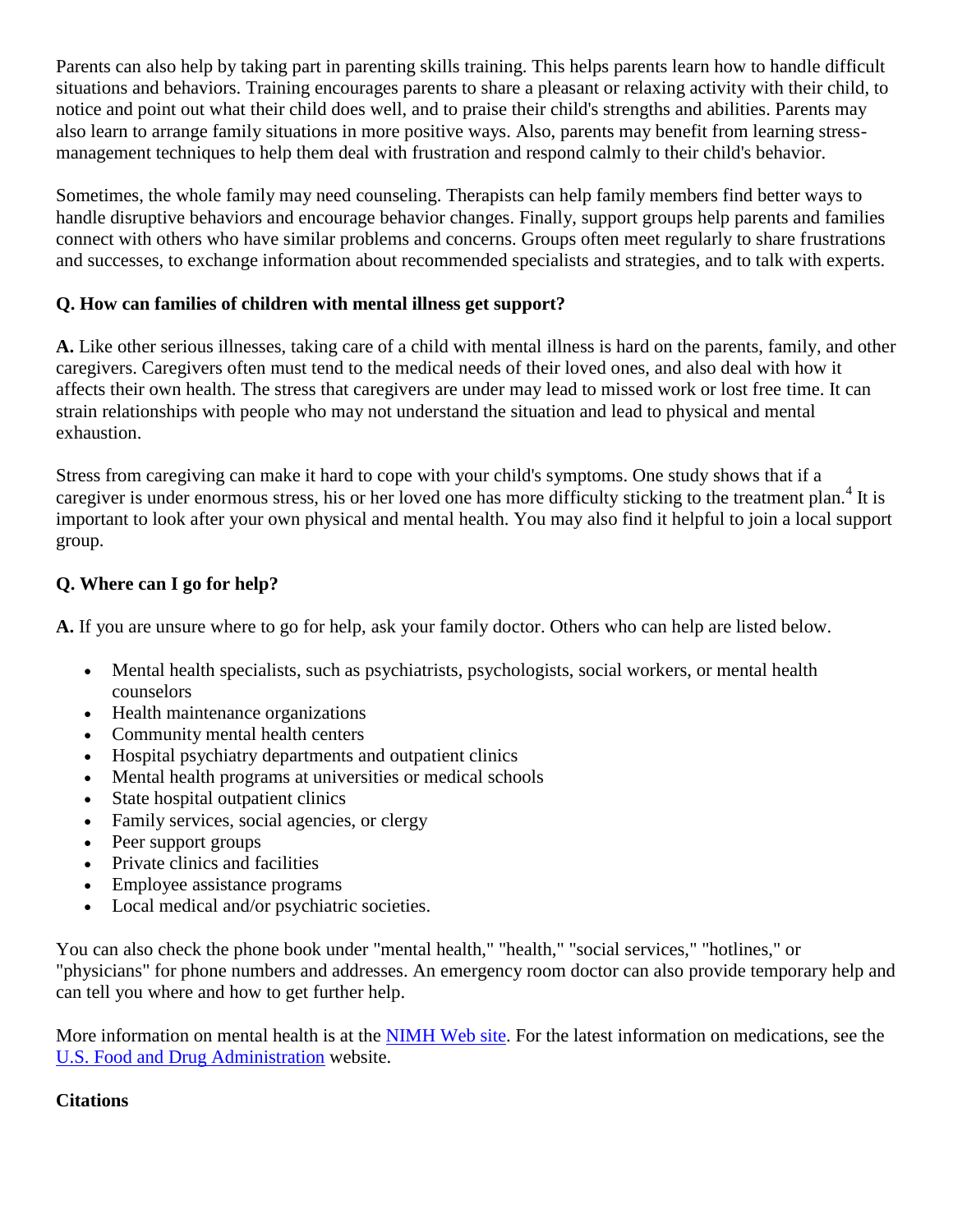Parents can also help by taking part in parenting skills training. This helps parents learn how to handle difficult situations and behaviors. Training encourages parents to share a pleasant or relaxing activity with their child, to notice and point out what their child does well, and to praise their child's strengths and abilities. Parents may also learn to arrange family situations in more positive ways. Also, parents may benefit from learning stress-management techniques to help them deal with frustration and respond calmly to their child's behavior.

Sometimes, the whole family may need counseling. Therapists can help family members find better ways to handle disruptive behaviors and encourage behavior changes. Finally, support groups help parents and families connect with others who have similar problems and concerns. Groups often meet regularly to share frustrations and successes, to exchange information about recommended specialists and strategies, and to talk with experts.

**Q. How can families of children with mental illness get support?**

**A.** Like other serious illnesses, taking care of a child with mental illness is hard on the parents, family, and other caregivers. Caregivers often must tend to the medical needs of their loved ones, and also deal with how it affects their own health. The stress that caregivers are under may lead to missed work or lost free time. It can strain relationships with people who may not understand the situation and lead to physical and mental exhaustion.

Stress from caregiving can make it hard to cope with your child's symptoms. One study shows that if a caregiver is under enormous stress, his or her loved one has more difficulty sticking to the treatment plan.[4] It is important to look after your own physical and mental health. You may also find it helpful to join a local support group.

**Q. Where can I go for help?**

**A.** If you are unsure where to go for help, ask your family doctor. Others who can help are listed below.

- Mental health specialists, such as psychiatrists, psychologists, social workers, or mental health counselors
- Health maintenance organizations
- Community mental health centers
- Hospital psychiatry departments and outpatient clinics
- Mental health programs at universities or medical schools
- State hospital outpatient clinics
- Family services, social agencies, or clergy
- Peer support groups
- Private clinics and facilities
- Employee assistance programs
- Local medical and/or psychiatric societies.

You can also check the phone book under "mental health," "health," "social services," "hotlines," or "physicians" for phone numbers and addresses. An emergency room doctor can also provide temporary help and can tell you where and how to get further help.

More information on mental health is at the NIMH Web site. For the latest information on medications, see the U.S. Food and Drug Administration website.

**Citations**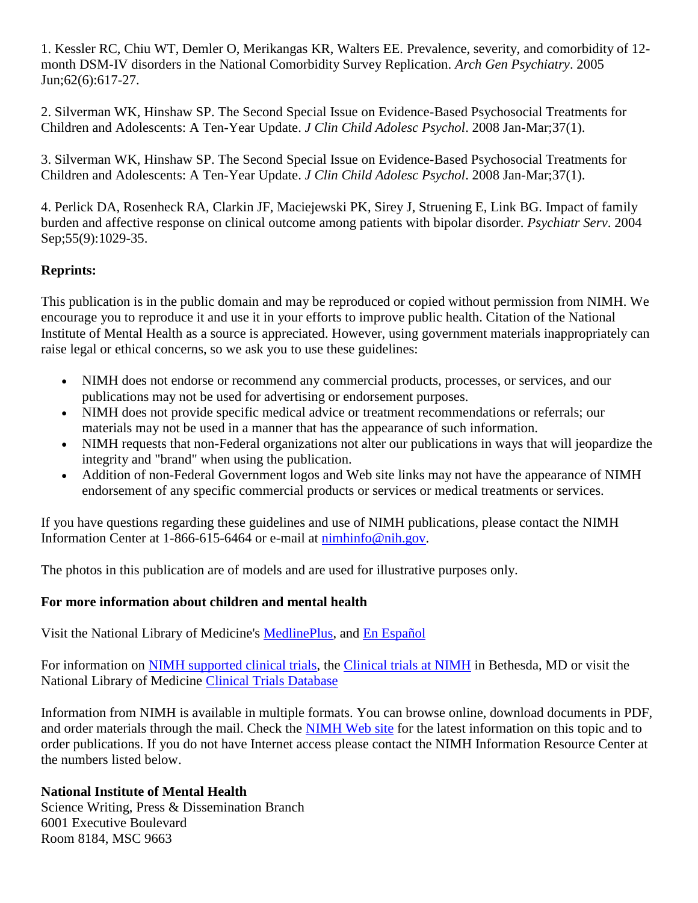1. Kessler RC, Chiu WT, Demler O, Merikangas KR, Walters EE. Prevalence, severity, and comorbidity of 12-month DSM-IV disorders in the National Comorbidity Survey Replication. *Arch Gen Psychiatry*. 2005 Jun;62(6):617-27.

2. Silverman WK, Hinshaw SP. The Second Special Issue on Evidence-Based Psychosocial Treatments for Children and Adolescents: A Ten-Year Update. *J Clin Child Adolesc Psychol*. 2008 Jan-Mar;37(1).

3. Silverman WK, Hinshaw SP. The Second Special Issue on Evidence-Based Psychosocial Treatments for Children and Adolescents: A Ten-Year Update. *J Clin Child Adolesc Psychol*. 2008 Jan-Mar;37(1).

4. Perlick DA, Rosenheck RA, Clarkin JF, Maciejewski PK, Sirey J, Struening E, Link BG. Impact of family burden and affective response on clinical outcome among patients with bipolar disorder. *Psychiatr Serv*. 2004 Sep;55(9):1029-35.

**Reprints:**

This publication is in the public domain and may be reproduced or copied without permission from NIMH. We encourage you to reproduce it and use it in your efforts to improve public health. Citation of the National Institute of Mental Health as a source is appreciated. However, using government materials inappropriately can raise legal or ethical concerns, so we ask you to use these guidelines:

- NIMH does not endorse or recommend any commercial products, processes, or services, and our publications may not be used for advertising or endorsement purposes.
- NIMH does not provide specific medical advice or treatment recommendations or referrals; our materials may not be used in a manner that has the appearance of such information.
- NIMH requests that non-Federal organizations not alter our publications in ways that will jeopardize the integrity and "brand" when using the publication.
- Addition of non-Federal Government logos and Web site links may not have the appearance of NIMH endorsement of any specific commercial products or services or medical treatments or services.

If you have questions regarding these guidelines and use of NIMH publications, please contact the NIMH Information Center at 1-866-615-6464 or e-mail at nimhinfo@nih.gov.

The photos in this publication are of models and are used for illustrative purposes only.

**For more information about children and mental health**

Visit the National Library of Medicine's MedlinePlus, and En Español

For information on NIMH supported clinical trials, the Clinical trials at NIMH in Bethesda, MD or visit the National Library of Medicine Clinical Trials Database

Information from NIMH is available in multiple formats. You can browse online, download documents in PDF, and order materials through the mail. Check the NIMH Web site for the latest information on this topic and to order publications. If you do not have Internet access please contact the NIMH Information Resource Center at the numbers listed below.

**National Institute of Mental Health**
Science Writing, Press & Dissemination Branch
6001 Executive Boulevard
Room 8184, MSC 9663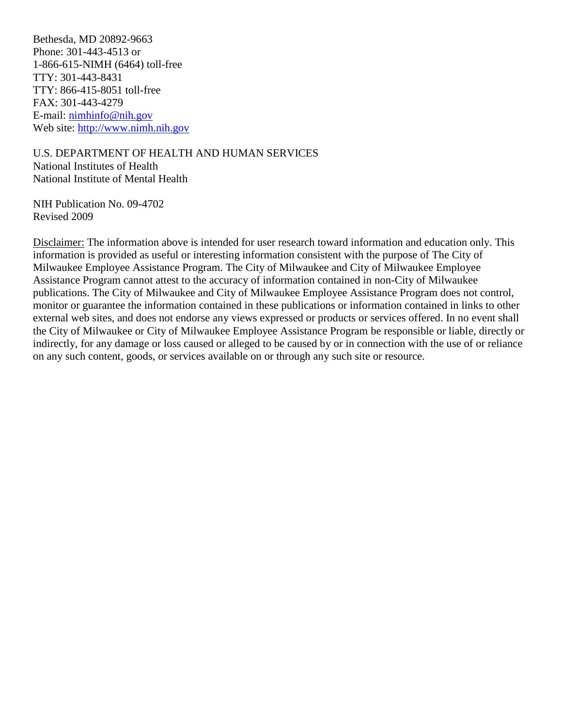Bethesda, MD 20892-9663  
Phone: 301-443-4513 or  
1-866-615-NIMH (6464) toll-free  
TTY: 301-443-8431  
TTY: 866-415-8051 toll-free  
FAX: 301-443-4279  
E-mail: nimhinfo@nih.gov  
Web site: http://www.nimh.nih.gov

U.S. DEPARTMENT OF HEALTH AND HUMAN SERVICES  
National Institutes of Health  
National Institute of Mental Health

NIH Publication No. 09-4702  
Revised 2009

Disclaimer: The information above is intended for user research toward information and education only. This information is provided as useful or interesting information consistent with the purpose of The City of Milwaukee Employee Assistance Program. The City of Milwaukee and City of Milwaukee Employee Assistance Program cannot attest to the accuracy of information contained in non-City of Milwaukee publications. The City of Milwaukee and City of Milwaukee Employee Assistance Program does not control, monitor or guarantee the information contained in these publications or information contained in links to other external web sites, and does not endorse any views expressed or products or services offered. In no event shall the City of Milwaukee or City of Milwaukee Employee Assistance Program be responsible or liable, directly or indirectly, for any damage or loss caused or alleged to be caused by or in connection with the use of or reliance on any such content, goods, or services available on or through any such site or resource.